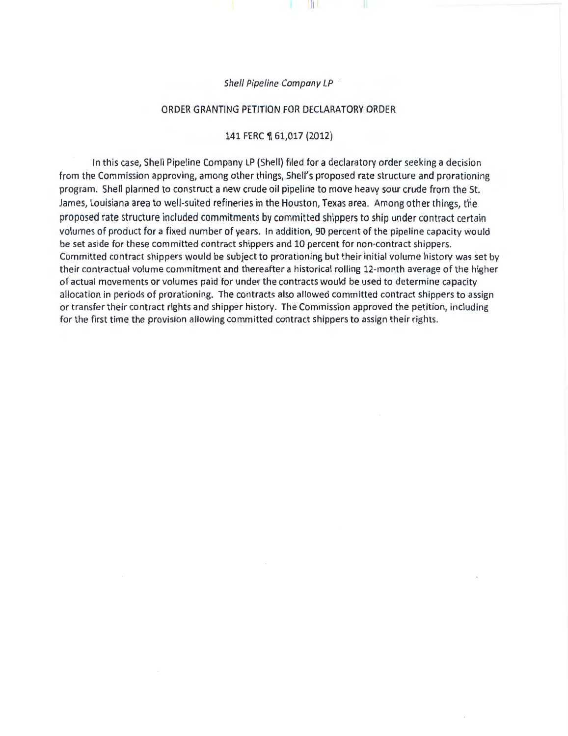*Shell Pipeline Company LP*

ORDER GRANTING PETITION FOR DECLARATORY ORDER

141 FERC ¶ 61,017 (2012)

In this case, Shell Pipeline Company LP (Shell) filed for a declaratory order seeking a decision from the Commission approving, among other things, Shell's proposed rate structure and prorationing program. Shell planned to construct a new crude oil pipeline to move heavy sour crude from the St. James, Louisiana area to well-suited refineries in the Houston, Texas area. Among other things, the proposed rate structure included commitments by committed shippers to ship under contract certain volumes of product for a fixed number of years. In addition, 90 percent of the pipeline capacity would be set aside for these committed contract shippers and 10 percent for non-contract shippers. Committed contract shippers would be subject to prorationing but their initial volume history was set by their contractual volume commitment and thereafter a historical rolling 12-month average of the higher of actual movements or volumes paid for under the contracts would be used to determine capacity allocation in periods of prorationing. The contracts also allowed committed contract shippers to assign or transfer their contract rights and shipper history. The Commission approved the petition, including for the first time the provision allowing committed contract shippers to assign their rights.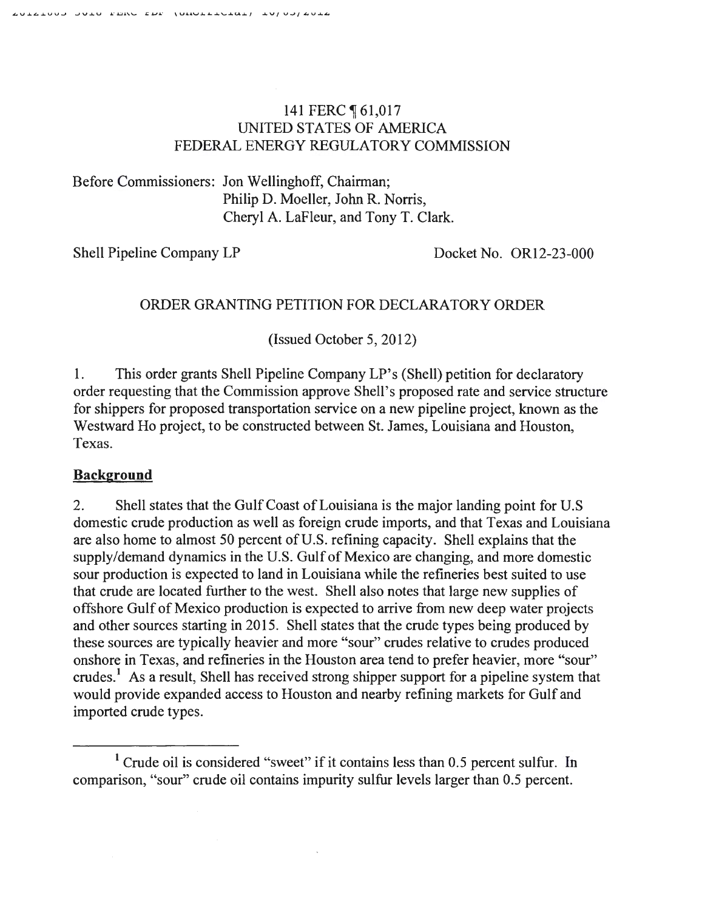141 FERC ¶ 61,017
UNITED STATES OF AMERICA
FEDERAL ENERGY REGULATORY COMMISSION

Before Commissioners: Jon Wellinghoff, Chairman;
Philip D. Moeller, John R. Norris,
Cheryl A. LaFleur, and Tony T. Clark.

Shell Pipeline Company LP — Docket No. OR12-23-000

## ORDER GRANTING PETITION FOR DECLARATORY ORDER

(Issued October 5, 2012)

1. This order grants Shell Pipeline Company LP's (Shell) petition for declaratory order requesting that the Commission approve Shell's proposed rate and service structure for shippers for proposed transportation service on a new pipeline project, known as the Westward Ho project, to be constructed between St. James, Louisiana and Houston, Texas.

### Background

2. Shell states that the Gulf Coast of Louisiana is the major landing point for U.S domestic crude production as well as foreign crude imports, and that Texas and Louisiana are also home to almost 50 percent of U.S. refining capacity. Shell explains that the supply/demand dynamics in the U.S. Gulf of Mexico are changing, and more domestic sour production is expected to land in Louisiana while the refineries best suited to use that crude are located further to the west. Shell also notes that large new supplies of offshore Gulf of Mexico production is expected to arrive from new deep water projects and other sources starting in 2015. Shell states that the crude types being produced by these sources are typically heavier and more "sour" crudes relative to crudes produced onshore in Texas, and refineries in the Houston area tend to prefer heavier, more "sour" crudes.[1] As a result, Shell has received strong shipper support for a pipeline system that would provide expanded access to Houston and nearby refining markets for Gulf and imported crude types.

---

[1] Crude oil is considered "sweet" if it contains less than 0.5 percent sulfur. In comparison, "sour" crude oil contains impurity sulfur levels larger than 0.5 percent.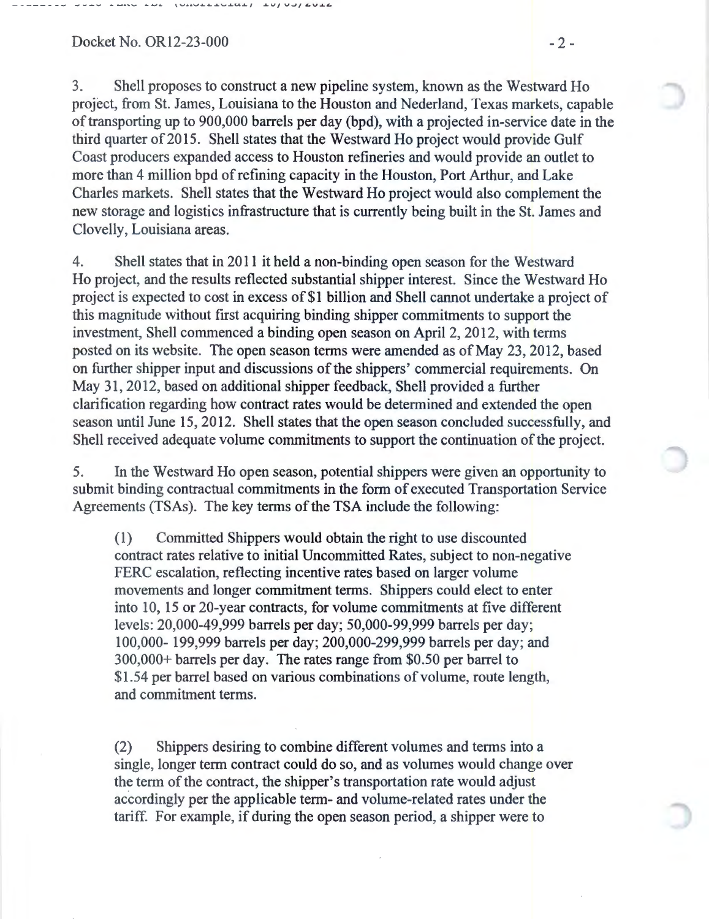3. Shell proposes to construct a new pipeline system, known as the Westward Ho project, from St. James, Louisiana to the Houston and Nederland, Texas markets, capable of transporting up to 900,000 barrels per day (bpd), with a projected in-service date in the third quarter of 2015. Shell states that the Westward Ho project would provide Gulf Coast producers expanded access to Houston refineries and would provide an outlet to more than 4 million bpd of refining capacity in the Houston, Port Arthur, and Lake Charles markets. Shell states that the Westward Ho project would also complement the new storage and logistics infrastructure that is currently being built in the St. James and Clovelly, Louisiana areas.

4. Shell states that in 2011 it held a non-binding open season for the Westward Ho project, and the results reflected substantial shipper interest. Since the Westward Ho project is expected to cost in excess of $1 billion and Shell cannot undertake a project of this magnitude without first acquiring binding shipper commitments to support the investment, Shell commenced a binding open season on April 2, 2012, with terms posted on its website. The open season terms were amended as of May 23, 2012, based on further shipper input and discussions of the shippers' commercial requirements. On May 31, 2012, based on additional shipper feedback, Shell provided a further clarification regarding how contract rates would be determined and extended the open season until June 15, 2012. Shell states that the open season concluded successfully, and Shell received adequate volume commitments to support the continuation of the project.

5. In the Westward Ho open season, potential shippers were given an opportunity to submit binding contractual commitments in the form of executed Transportation Service Agreements (TSAs). The key terms of the TSA include the following:

> (1) Committed Shippers would obtain the right to use discounted contract rates relative to initial Uncommitted Rates, subject to non-negative FERC escalation, reflecting incentive rates based on larger volume movements and longer commitment terms. Shippers could elect to enter into 10, 15 or 20-year contracts, for volume commitments at five different levels: 20,000-49,999 barrels per day; 50,000-99,999 barrels per day; 100,000- 199,999 barrels per day; 200,000-299,999 barrels per day; and 300,000+ barrels per day. The rates range from $0.50 per barrel to $1.54 per barrel based on various combinations of volume, route length, and commitment terms.
>
> (2) Shippers desiring to combine different volumes and terms into a single, longer term contract could do so, and as volumes would change over the term of the contract, the shipper's transportation rate would adjust accordingly per the applicable term- and volume-related rates under the tariff. For example, if during the open season period, a shipper were to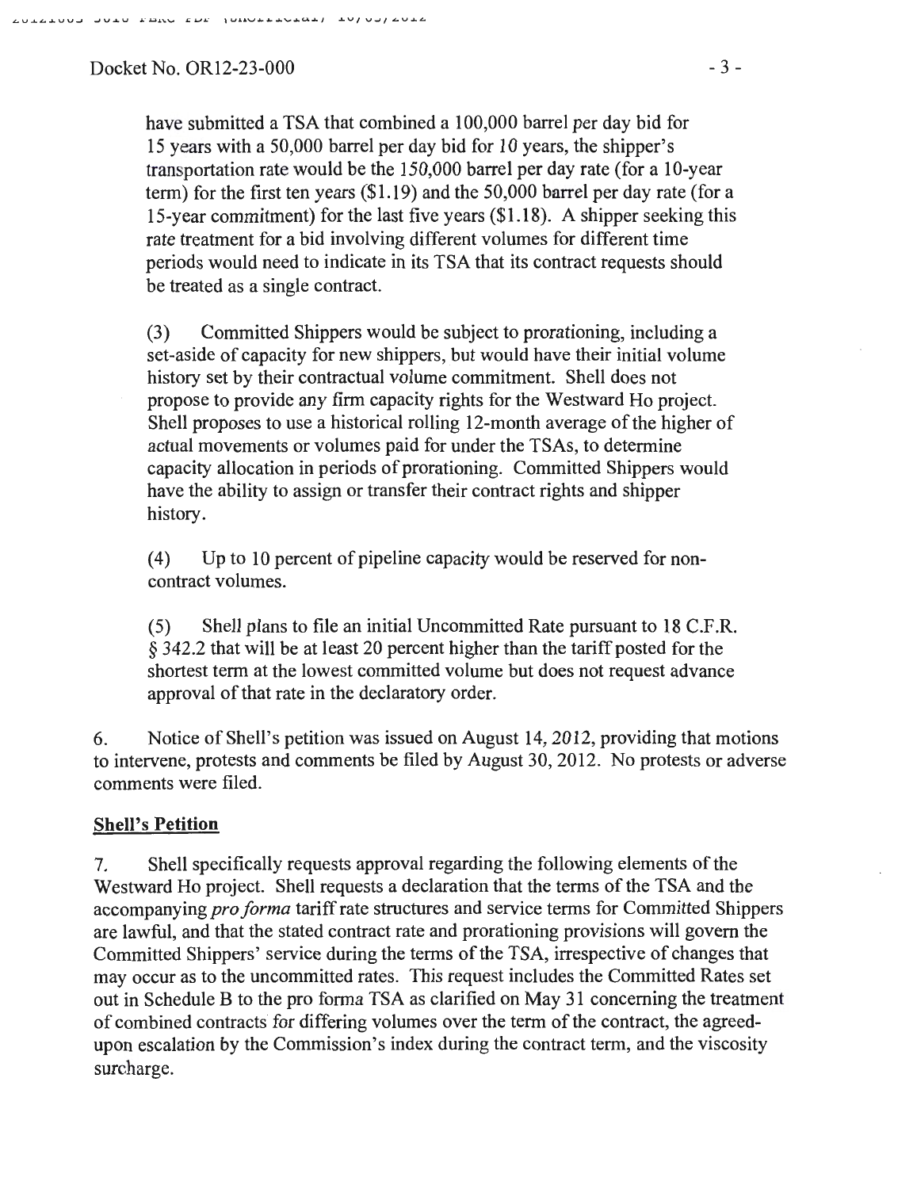have submitted a TSA that combined a 100,000 barrel per day bid for 15 years with a 50,000 barrel per day bid for 10 years, the shipper's transportation rate would be the 150,000 barrel per day rate (for a 10-year term) for the first ten years ($1.19) and the 50,000 barrel per day rate (for a 15-year commitment) for the last five years ($1.18). A shipper seeking this rate treatment for a bid involving different volumes for different time periods would need to indicate in its TSA that its contract requests should be treated as a single contract.

(3) Committed Shippers would be subject to prorationing, including a set-aside of capacity for new shippers, but would have their initial volume history set by their contractual volume commitment. Shell does not propose to provide any firm capacity rights for the Westward Ho project. Shell proposes to use a historical rolling 12-month average of the higher of actual movements or volumes paid for under the TSAs, to determine capacity allocation in periods of prorationing. Committed Shippers would have the ability to assign or transfer their contract rights and shipper history.

(4) Up to 10 percent of pipeline capacity would be reserved for non-contract volumes.

(5) Shell plans to file an initial Uncommitted Rate pursuant to 18 C.F.R. § 342.2 that will be at least 20 percent higher than the tariff posted for the shortest term at the lowest committed volume but does not request advance approval of that rate in the declaratory order.

6. Notice of Shell's petition was issued on August 14, 2012, providing that motions to intervene, protests and comments be filed by August 30, 2012. No protests or adverse comments were filed.

**Shell's Petition**

7. Shell specifically requests approval regarding the following elements of the Westward Ho project. Shell requests a declaration that the terms of the TSA and the accompanying *pro forma* tariff rate structures and service terms for Committed Shippers are lawful, and that the stated contract rate and prorationing provisions will govern the Committed Shippers' service during the terms of the TSA, irrespective of changes that may occur as to the uncommitted rates. This request includes the Committed Rates set out in Schedule B to the pro forma TSA as clarified on May 31 concerning the treatment of combined contracts for differing volumes over the term of the contract, the agreed-upon escalation by the Commission's index during the contract term, and the viscosity surcharge.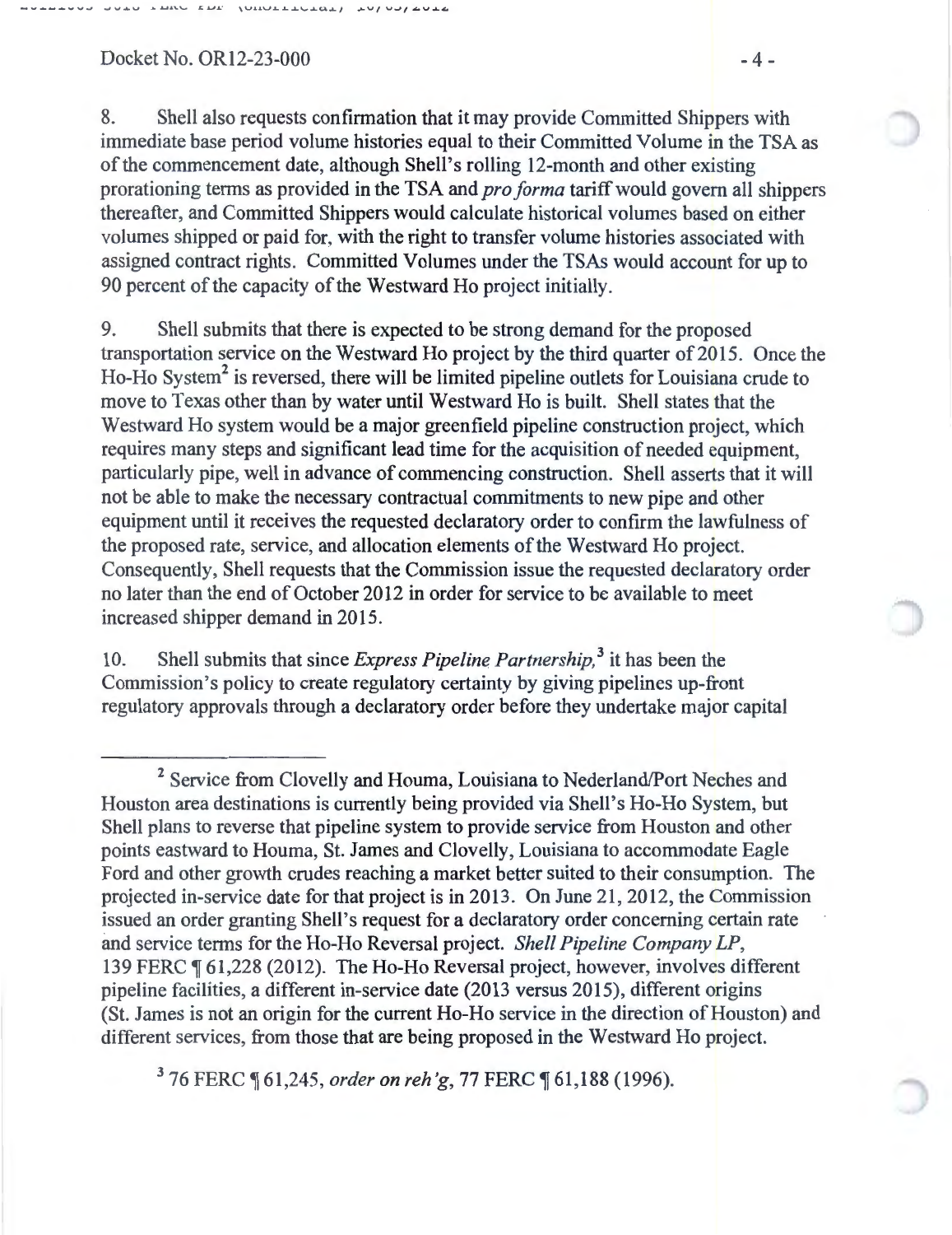8. Shell also requests confirmation that it may provide Committed Shippers with immediate base period volume histories equal to their Committed Volume in the TSA as of the commencement date, although Shell's rolling 12-month and other existing prorationing terms as provided in the TSA and *pro forma* tariff would govern all shippers thereafter, and Committed Shippers would calculate historical volumes based on either volumes shipped or paid for, with the right to transfer volume histories associated with assigned contract rights. Committed Volumes under the TSAs would account for up to 90 percent of the capacity of the Westward Ho project initially.

9. Shell submits that there is expected to be strong demand for the proposed transportation service on the Westward Ho project by the third quarter of 2015. Once the Ho-Ho System[2] is reversed, there will be limited pipeline outlets for Louisiana crude to move to Texas other than by water until Westward Ho is built. Shell states that the Westward Ho system would be a major greenfield pipeline construction project, which requires many steps and significant lead time for the acquisition of needed equipment, particularly pipe, well in advance of commencing construction. Shell asserts that it will not be able to make the necessary contractual commitments to new pipe and other equipment until it receives the requested declaratory order to confirm the lawfulness of the proposed rate, service, and allocation elements of the Westward Ho project. Consequently, Shell requests that the Commission issue the requested declaratory order no later than the end of October 2012 in order for service to be available to meet increased shipper demand in 2015.

10. Shell submits that since *Express Pipeline Partnership*,[3] it has been the Commission's policy to create regulatory certainty by giving pipelines up-front regulatory approvals through a declaratory order before they undertake major capital

---

[2] Service from Clovelly and Houma, Louisiana to Nederland/Port Neches and Houston area destinations is currently being provided via Shell's Ho-Ho System, but Shell plans to reverse that pipeline system to provide service from Houston and other points eastward to Houma, St. James and Clovelly, Louisiana to accommodate Eagle Ford and other growth crudes reaching a market better suited to their consumption. The projected in-service date for that project is in 2013. On June 21, 2012, the Commission issued an order granting Shell's request for a declaratory order concerning certain rate and service terms for the Ho-Ho Reversal project. *Shell Pipeline Company LP*, 139 FERC ¶ 61,228 (2012). The Ho-Ho Reversal project, however, involves different pipeline facilities, a different in-service date (2013 versus 2015), different origins (St. James is not an origin for the current Ho-Ho service in the direction of Houston) and different services, from those that are being proposed in the Westward Ho project.

[3] 76 FERC ¶ 61,245, *order on reh'g*, 77 FERC ¶ 61,188 (1996).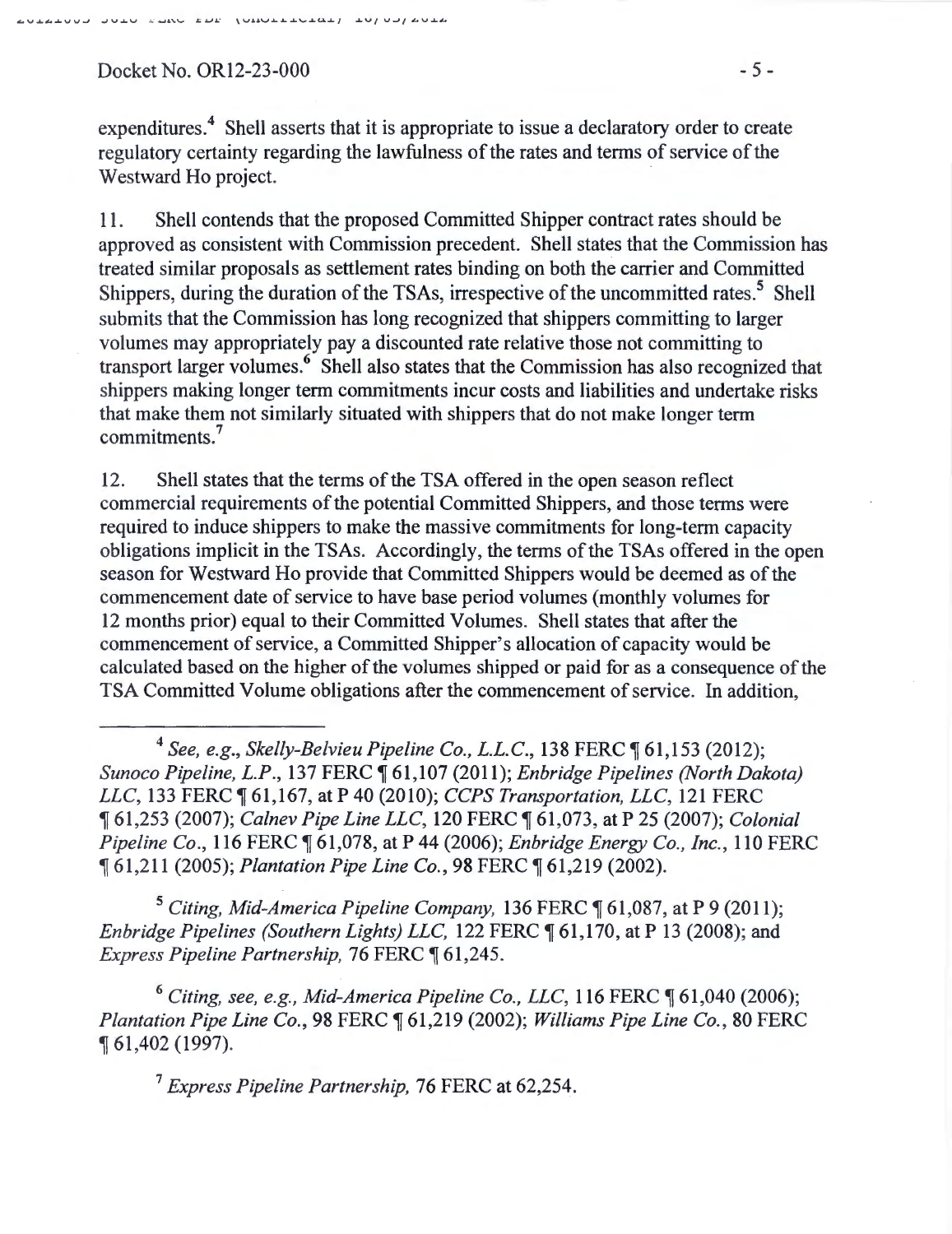expenditures.[4] Shell asserts that it is appropriate to issue a declaratory order to create regulatory certainty regarding the lawfulness of the rates and terms of service of the Westward Ho project.

11. Shell contends that the proposed Committed Shipper contract rates should be approved as consistent with Commission precedent. Shell states that the Commission has treated similar proposals as settlement rates binding on both the carrier and Committed Shippers, during the duration of the TSAs, irrespective of the uncommitted rates.[5] Shell submits that the Commission has long recognized that shippers committing to larger volumes may appropriately pay a discounted rate relative those not committing to transport larger volumes.[6] Shell also states that the Commission has also recognized that shippers making longer term commitments incur costs and liabilities and undertake risks that make them not similarly situated with shippers that do not make longer term commitments.[7]

12. Shell states that the terms of the TSA offered in the open season reflect commercial requirements of the potential Committed Shippers, and those terms were required to induce shippers to make the massive commitments for long-term capacity obligations implicit in the TSAs. Accordingly, the terms of the TSAs offered in the open season for Westward Ho provide that Committed Shippers would be deemed as of the commencement date of service to have base period volumes (monthly volumes for 12 months prior) equal to their Committed Volumes. Shell states that after the commencement of service, a Committed Shipper's allocation of capacity would be calculated based on the higher of the volumes shipped or paid for as a consequence of the TSA Committed Volume obligations after the commencement of service. In addition,

---

[4] *See, e.g., Skelly-Belvieu Pipeline Co., L.L.C.*, 138 FERC ¶ 61,153 (2012); *Sunoco Pipeline, L.P.*, 137 FERC ¶ 61,107 (2011); *Enbridge Pipelines (North Dakota) LLC*, 133 FERC ¶ 61,167, at P 40 (2010); *CCPS Transportation, LLC*, 121 FERC ¶ 61,253 (2007); *Calnev Pipe Line LLC*, 120 FERC ¶ 61,073, at P 25 (2007); *Colonial Pipeline Co.*, 116 FERC ¶ 61,078, at P 44 (2006); *Enbridge Energy Co., Inc.*, 110 FERC ¶ 61,211 (2005); *Plantation Pipe Line Co.*, 98 FERC ¶ 61,219 (2002).

[5] *Citing, Mid-America Pipeline Company,* 136 FERC ¶ 61,087, at P 9 (2011); *Enbridge Pipelines (Southern Lights) LLC,* 122 FERC ¶ 61,170, at P 13 (2008); and *Express Pipeline Partnership,* 76 FERC ¶ 61,245.

[6] *Citing, see, e.g., Mid-America Pipeline Co., LLC,* 116 FERC ¶ 61,040 (2006); *Plantation Pipe Line Co.*, 98 FERC ¶ 61,219 (2002); *Williams Pipe Line Co.*, 80 FERC ¶ 61,402 (1997).

[7] *Express Pipeline Partnership,* 76 FERC at 62,254.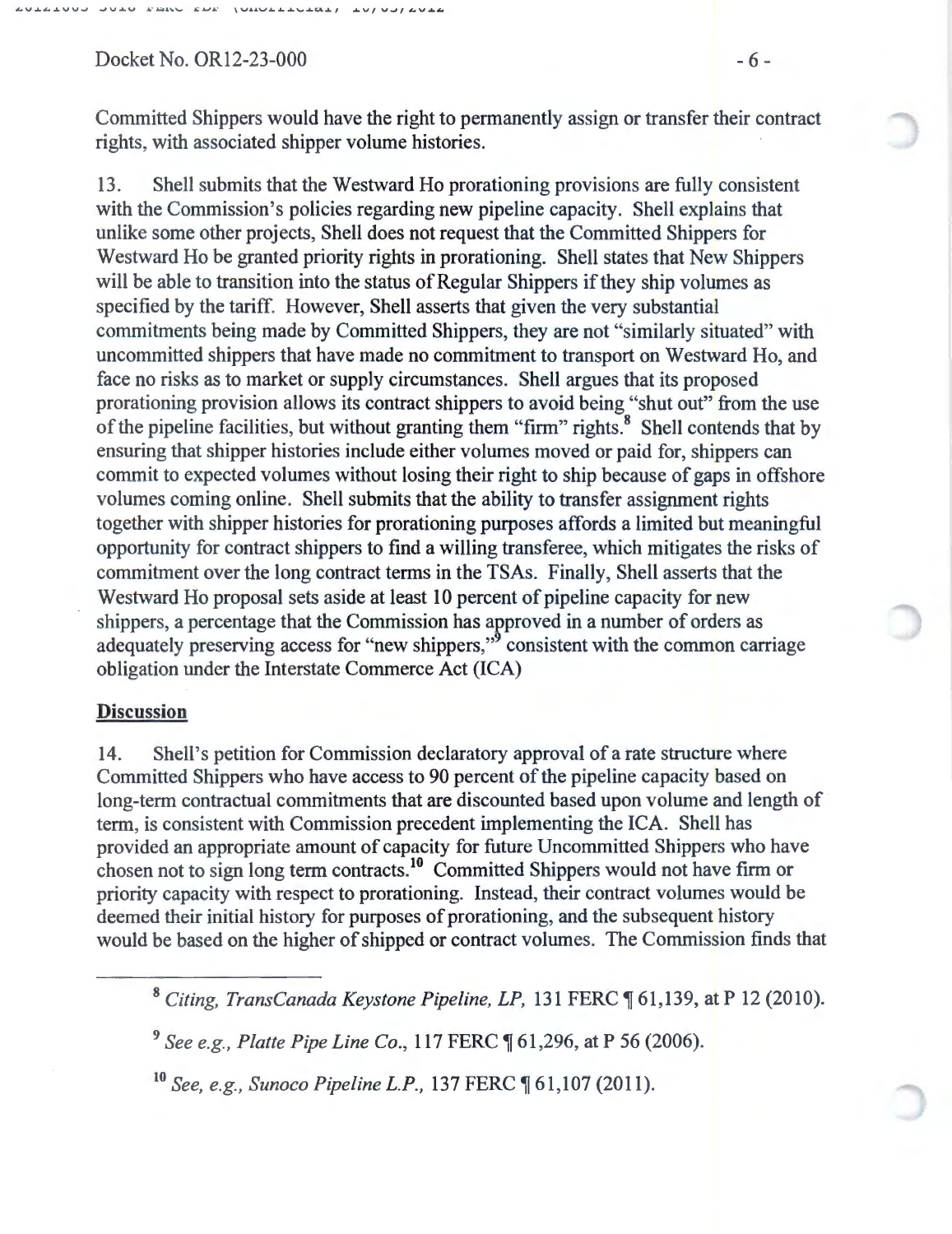Committed Shippers would have the right to permanently assign or transfer their contract rights, with associated shipper volume histories.

13. Shell submits that the Westward Ho prorationing provisions are fully consistent with the Commission's policies regarding new pipeline capacity. Shell explains that unlike some other projects, Shell does not request that the Committed Shippers for Westward Ho be granted priority rights in prorationing. Shell states that New Shippers will be able to transition into the status of Regular Shippers if they ship volumes as specified by the tariff. However, Shell asserts that given the very substantial commitments being made by Committed Shippers, they are not "similarly situated" with uncommitted shippers that have made no commitment to transport on Westward Ho, and face no risks as to market or supply circumstances. Shell argues that its proposed prorationing provision allows its contract shippers to avoid being "shut out" from the use of the pipeline facilities, but without granting them "firm" rights.[8] Shell contends that by ensuring that shipper histories include either volumes moved or paid for, shippers can commit to expected volumes without losing their right to ship because of gaps in offshore volumes coming online. Shell submits that the ability to transfer assignment rights together with shipper histories for prorationing purposes affords a limited but meaningful opportunity for contract shippers to find a willing transferee, which mitigates the risks of commitment over the long contract terms in the TSAs. Finally, Shell asserts that the Westward Ho proposal sets aside at least 10 percent of pipeline capacity for new shippers, a percentage that the Commission has approved in a number of orders as adequately preserving access for "new shippers,"[9] consistent with the common carriage obligation under the Interstate Commerce Act (ICA)

## Discussion

14. Shell's petition for Commission declaratory approval of a rate structure where Committed Shippers who have access to 90 percent of the pipeline capacity based on long-term contractual commitments that are discounted based upon volume and length of term, is consistent with Commission precedent implementing the ICA. Shell has provided an appropriate amount of capacity for future Uncommitted Shippers who have chosen not to sign long term contracts.[10] Committed Shippers would not have firm or priority capacity with respect to prorationing. Instead, their contract volumes would be deemed their initial history for purposes of prorationing, and the subsequent history would be based on the higher of shipped or contract volumes. The Commission finds that

---

[8] *Citing, TransCanada Keystone Pipeline, LP,* 131 FERC ¶ 61,139, at P 12 (2010).

[9] *See e.g., Platte Pipe Line Co.*, 117 FERC ¶ 61,296, at P 56 (2006).

[10] *See, e.g., Sunoco Pipeline L.P.,* 137 FERC ¶ 61,107 (2011).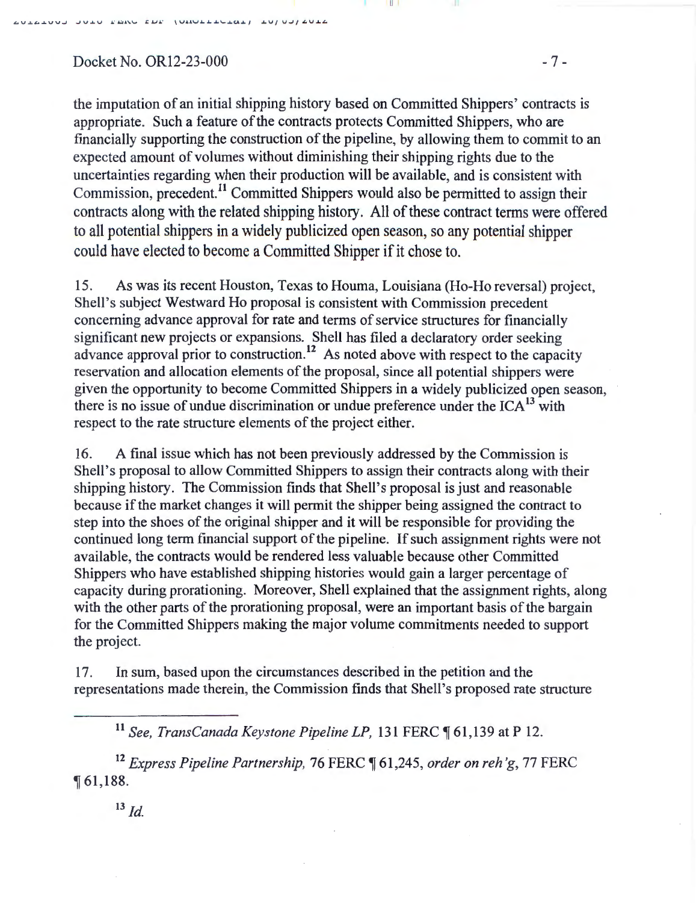the imputation of an initial shipping history based on Committed Shippers' contracts is appropriate. Such a feature of the contracts protects Committed Shippers, who are financially supporting the construction of the pipeline, by allowing them to commit to an expected amount of volumes without diminishing their shipping rights due to the uncertainties regarding when their production will be available, and is consistent with Commission, precedent.[11] Committed Shippers would also be permitted to assign their contracts along with the related shipping history. All of these contract terms were offered to all potential shippers in a widely publicized open season, so any potential shipper could have elected to become a Committed Shipper if it chose to.

15. As was its recent Houston, Texas to Houma, Louisiana (Ho-Ho reversal) project, Shell's subject Westward Ho proposal is consistent with Commission precedent concerning advance approval for rate and terms of service structures for financially significant new projects or expansions. Shell has filed a declaratory order seeking advance approval prior to construction.[12] As noted above with respect to the capacity reservation and allocation elements of the proposal, since all potential shippers were given the opportunity to become Committed Shippers in a widely publicized open season, there is no issue of undue discrimination or undue preference under the ICA[13] with respect to the rate structure elements of the project either.

16. A final issue which has not been previously addressed by the Commission is Shell's proposal to allow Committed Shippers to assign their contracts along with their shipping history. The Commission finds that Shell's proposal is just and reasonable because if the market changes it will permit the shipper being assigned the contract to step into the shoes of the original shipper and it will be responsible for providing the continued long term financial support of the pipeline. If such assignment rights were not available, the contracts would be rendered less valuable because other Committed Shippers who have established shipping histories would gain a larger percentage of capacity during prorationing. Moreover, Shell explained that the assignment rights, along with the other parts of the prorationing proposal, were an important basis of the bargain for the Committed Shippers making the major volume commitments needed to support the project.

17. In sum, based upon the circumstances described in the petition and the representations made therein, the Commission finds that Shell's proposed rate structure

---

[11] *See, TransCanada Keystone Pipeline LP,* 131 FERC ¶ 61,139 at P 12.

[12] *Express Pipeline Partnership,* 76 FERC ¶ 61,245, *order on reh'g*, 77 FERC ¶ 61,188.

[13] *Id.*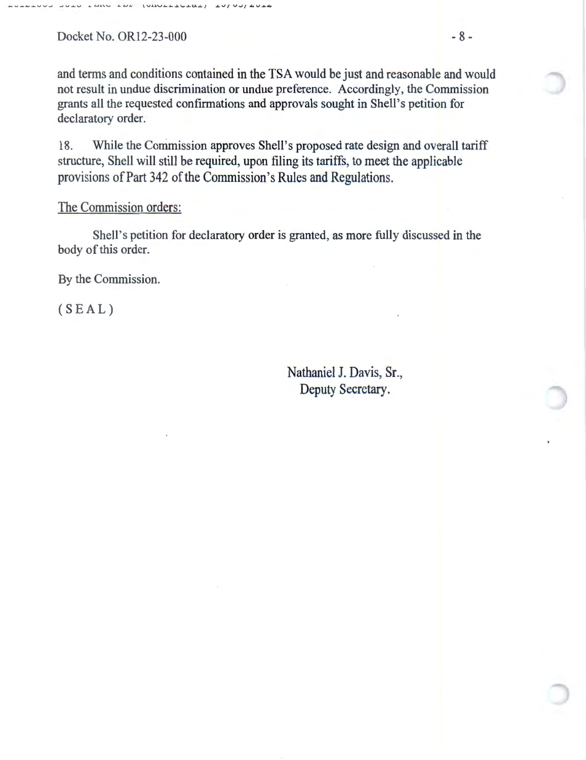and terms and conditions contained in the TSA would be just and reasonable and would not result in undue discrimination or undue preference. Accordingly, the Commission grants all the requested confirmations and approvals sought in Shell's petition for declaratory order.

18. While the Commission approves Shell's proposed rate design and overall tariff structure, Shell will still be required, upon filing its tariffs, to meet the applicable provisions of Part 342 of the Commission's Rules and Regulations.

The Commission orders:

Shell's petition for declaratory order is granted, as more fully discussed in the body of this order.

By the Commission.

( S E A L )

Nathaniel J. Davis, Sr.,
Deputy Secretary.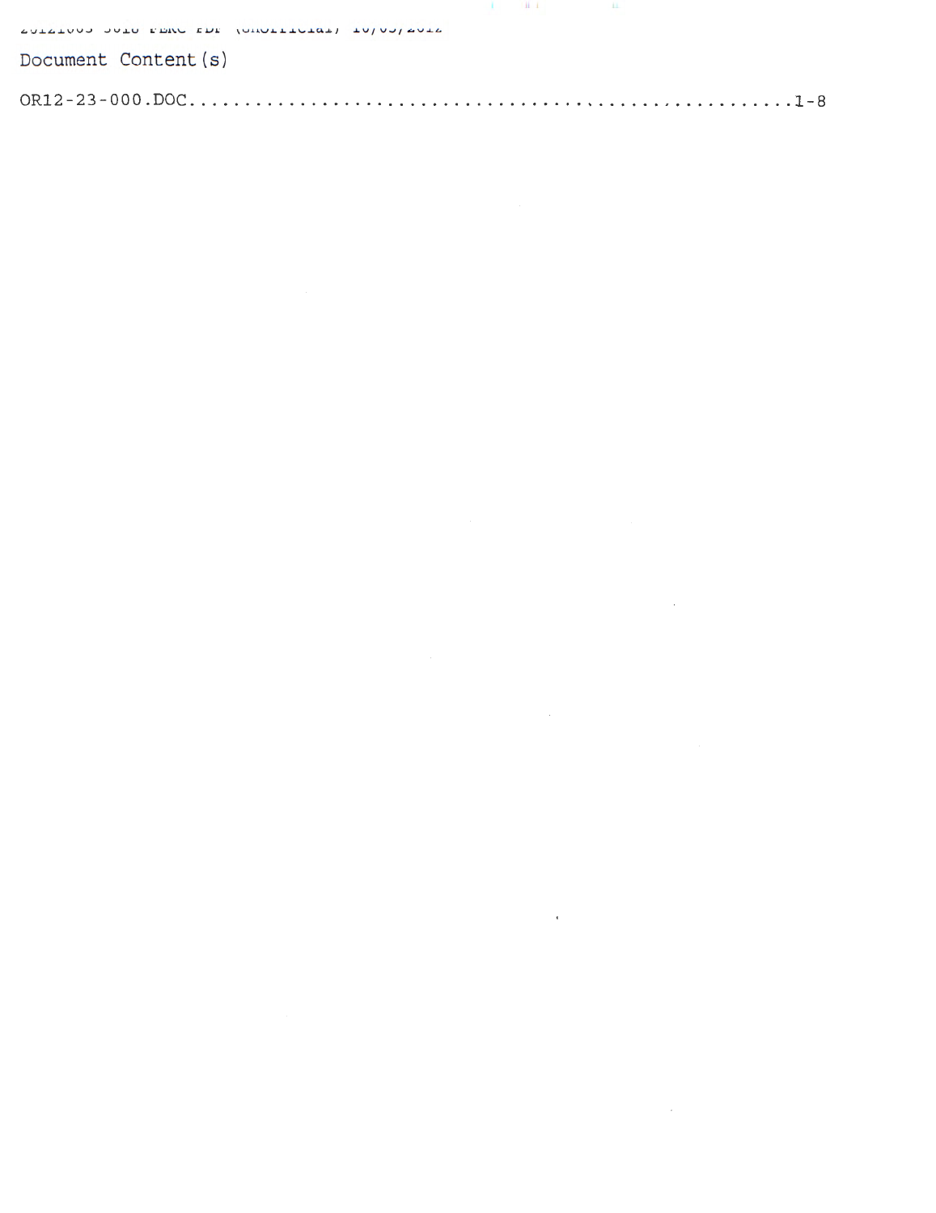Document Content(s)

OR12-23-000.DOC.....................................................1-8